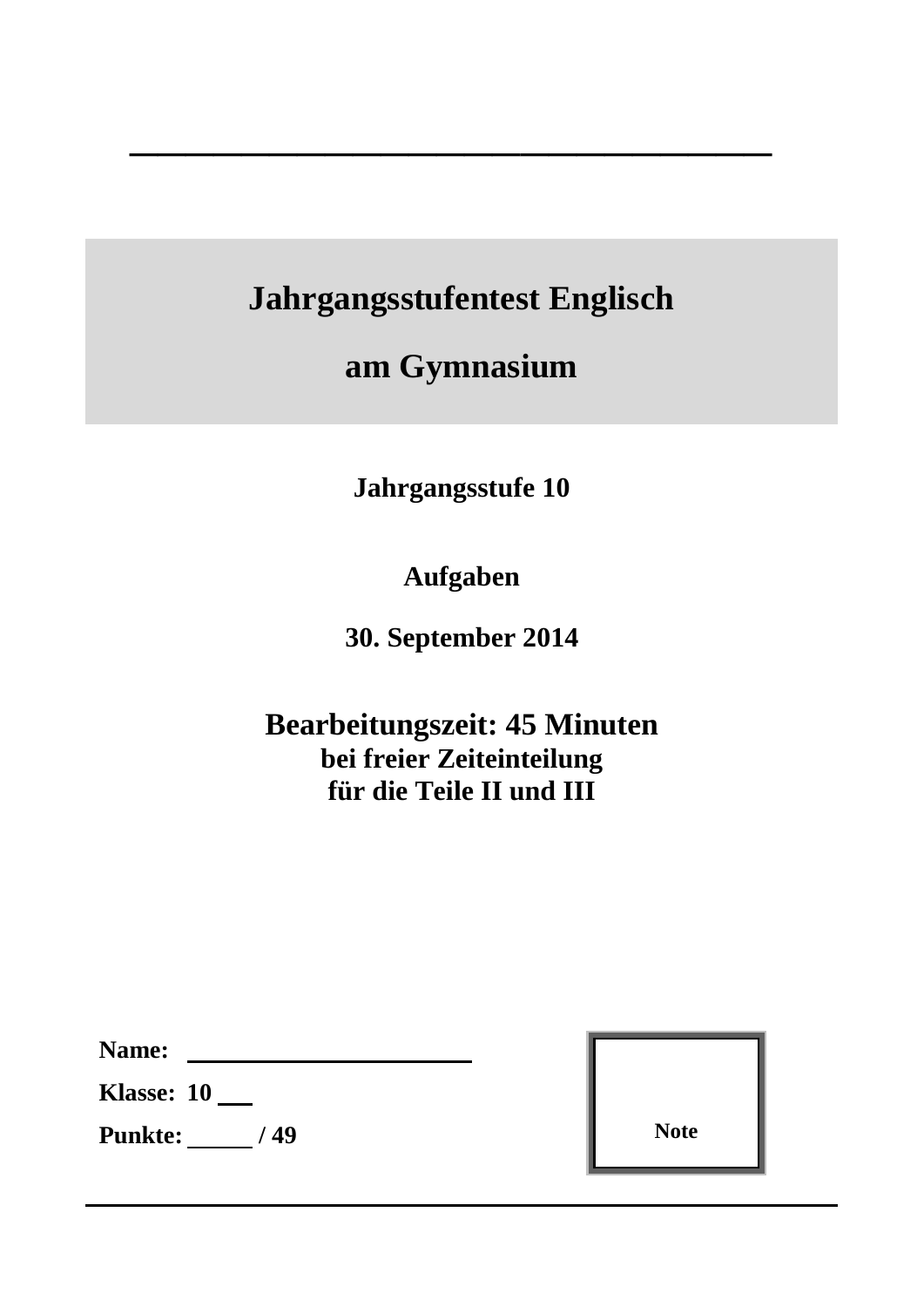# Jahrgangsstufentest Englisch

# am Gymnasium

**Jahrgangsstufe 10**

**Aufgaben**

**30. September 2014**

**Bearbeitungszeit: 45 Minuten**
**bei freier Zeiteinteilung**
**für die Teile II und III**

**Name:** ______________________

**Klasse: 10** ___

**Punkte:** _____ **/ 49**

**Note**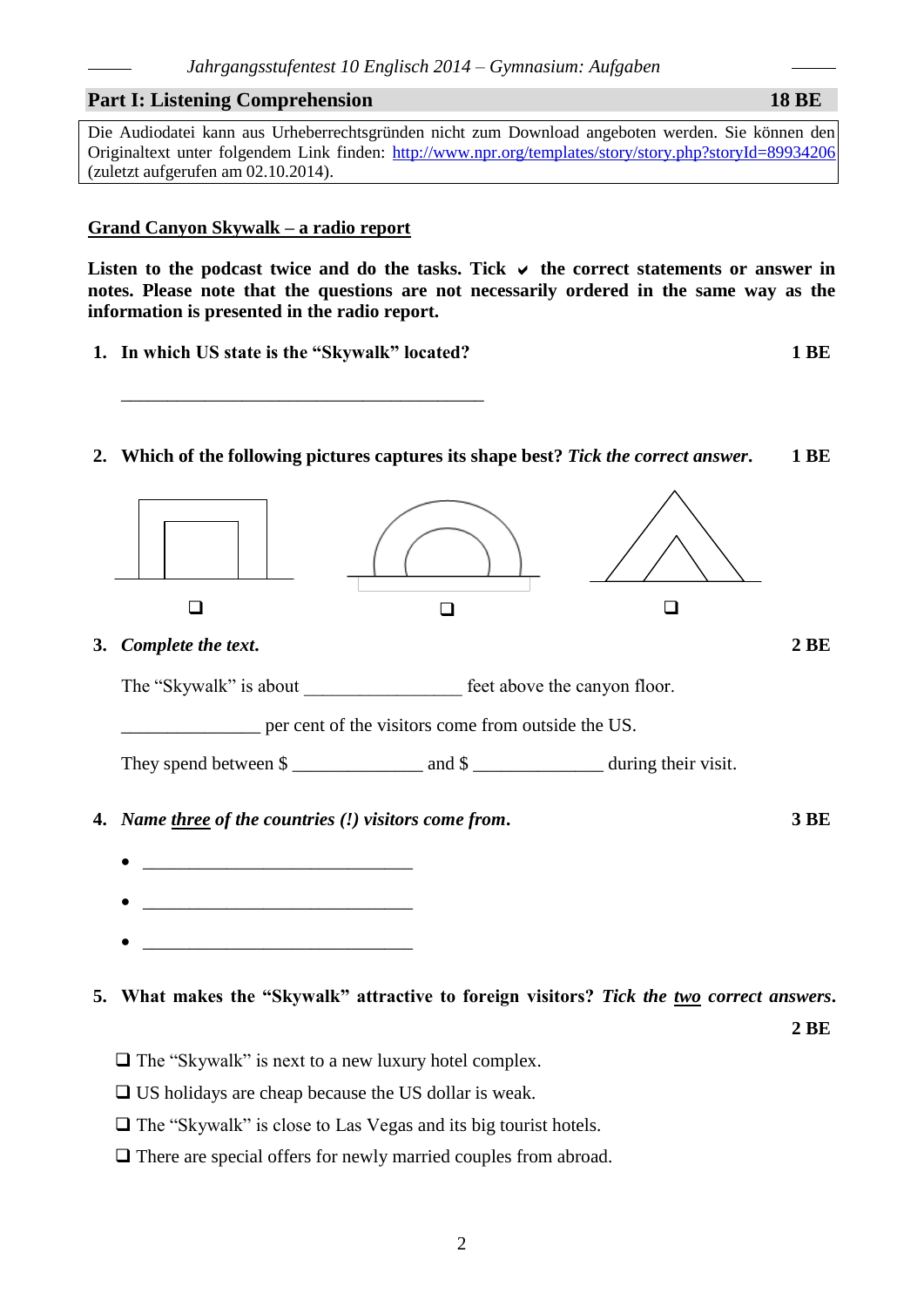## Part I: Listening Comprehension — 18 BE

Die Audiodatei kann aus Urheberrechtsgründen nicht zum Download angeboten werden. Sie können den Originaltext unter folgendem Link finden: http://www.npr.org/templates/story/story.php?storyId=89934206 (zuletzt aufgerufen am 02.10.2014).

### Grand Canyon Skywalk – a radio report

**Listen to the podcast twice and do the tasks. Tick ✔ the correct statements or answer in notes. Please note that the questions are not necessarily ordered in the same way as the information is presented in the radio report.**

**1. In which US state is the "Skywalk" located?** — **1 BE**

\_\_\_\_\_\_\_\_\_\_\_\_\_\_\_\_\_\_\_\_\_\_\_\_\_\_\_\_\_\_\_\_\_\_\_\_\_\_\_\_

**2. Which of the following pictures captures its shape best? *Tick the correct answer*.** — **1 BE**

❑ ❑ ❑

**3. *Complete the text*.** — **2 BE**

The "Skywalk" is about \_\_\_\_\_\_\_\_\_\_\_\_\_\_\_\_\_ feet above the canyon floor.

\_\_\_\_\_\_\_\_\_\_\_\_\_\_\_ per cent of the visitors come from outside the US.

They spend between $ \_\_\_\_\_\_\_\_\_\_\_\_\_\_ and $ \_\_\_\_\_\_\_\_\_\_\_\_\_\_ during their visit.

**4. *Name <u>three</u> of the countries (!) visitors come from*.** — **3 BE**

- \_\_\_\_\_\_\_\_\_\_\_\_\_\_\_\_\_\_\_\_\_\_\_\_\_\_\_\_\_\_
- \_\_\_\_\_\_\_\_\_\_\_\_\_\_\_\_\_\_\_\_\_\_\_\_\_\_\_\_\_\_
- \_\_\_\_\_\_\_\_\_\_\_\_\_\_\_\_\_\_\_\_\_\_\_\_\_\_\_\_\_\_

**5. What makes the "Skywalk" attractive to foreign visitors? *Tick the <u>two</u> correct answers*.** — **2 BE**

❑ The "Skywalk" is next to a new luxury hotel complex.

❑ US holidays are cheap because the US dollar is weak.

❑ The "Skywalk" is close to Las Vegas and its big tourist hotels.

❑ There are special offers for newly married couples from abroad.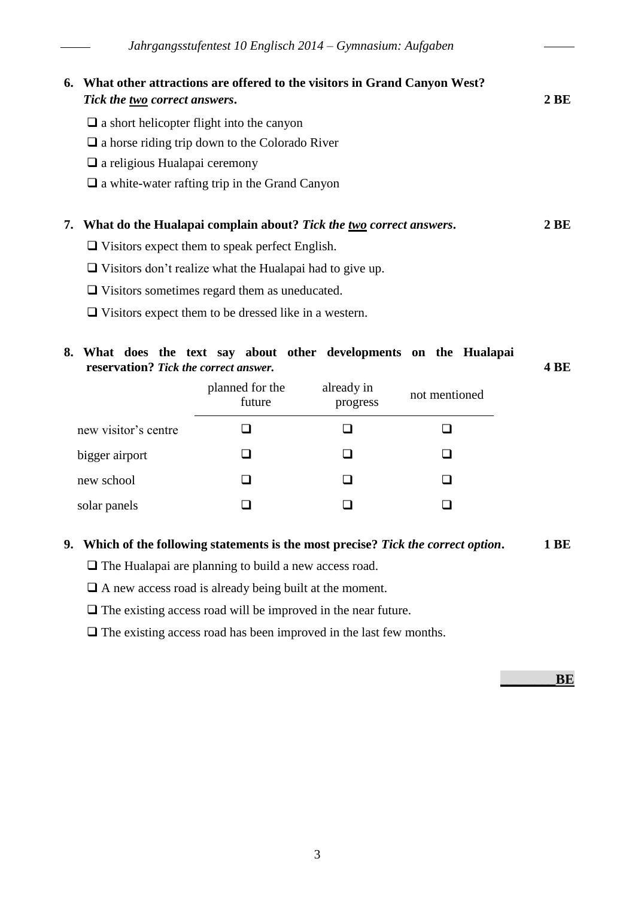**6. What other attractions are offered to the visitors in Grand Canyon West?** ***Tick the two correct answers.*** **2 BE**

- ❑ a short helicopter flight into the canyon
- ❑ a horse riding trip down to the Colorado River
- ❑ a religious Hualapai ceremony
- ❑ a white-water rafting trip in the Grand Canyon

**7. What do the Hualapai complain about?** ***Tick the two correct answers.*** **2 BE**

- ❑ Visitors expect them to speak perfect English.
- ❑ Visitors don't realize what the Hualapai had to give up.
- ❑ Visitors sometimes regard them as uneducated.
- ❑ Visitors expect them to be dressed like in a western.

**8. What does the text say about other developments on the Hualapai reservation?** ***Tick the correct answer.*** **4 BE**

| | planned for the future | already in progress | not mentioned |
|---|---|---|---|
| new visitor's centre | ❑ | ❑ | ❑ |
| bigger airport | ❑ | ❑ | ❑ |
| new school | ❑ | ❑ | ❑ |
| solar panels | ❑ | ❑ | ❑ |

**9. Which of the following statements is the most precise?** ***Tick the correct option.*** **1 BE**

- ❑ The Hualapai are planning to build a new access road.
- ❑ A new access road is already being built at the moment.
- ❑ The existing access road will be improved in the near future.
- ❑ The existing access road has been improved in the last few months.

________**BE**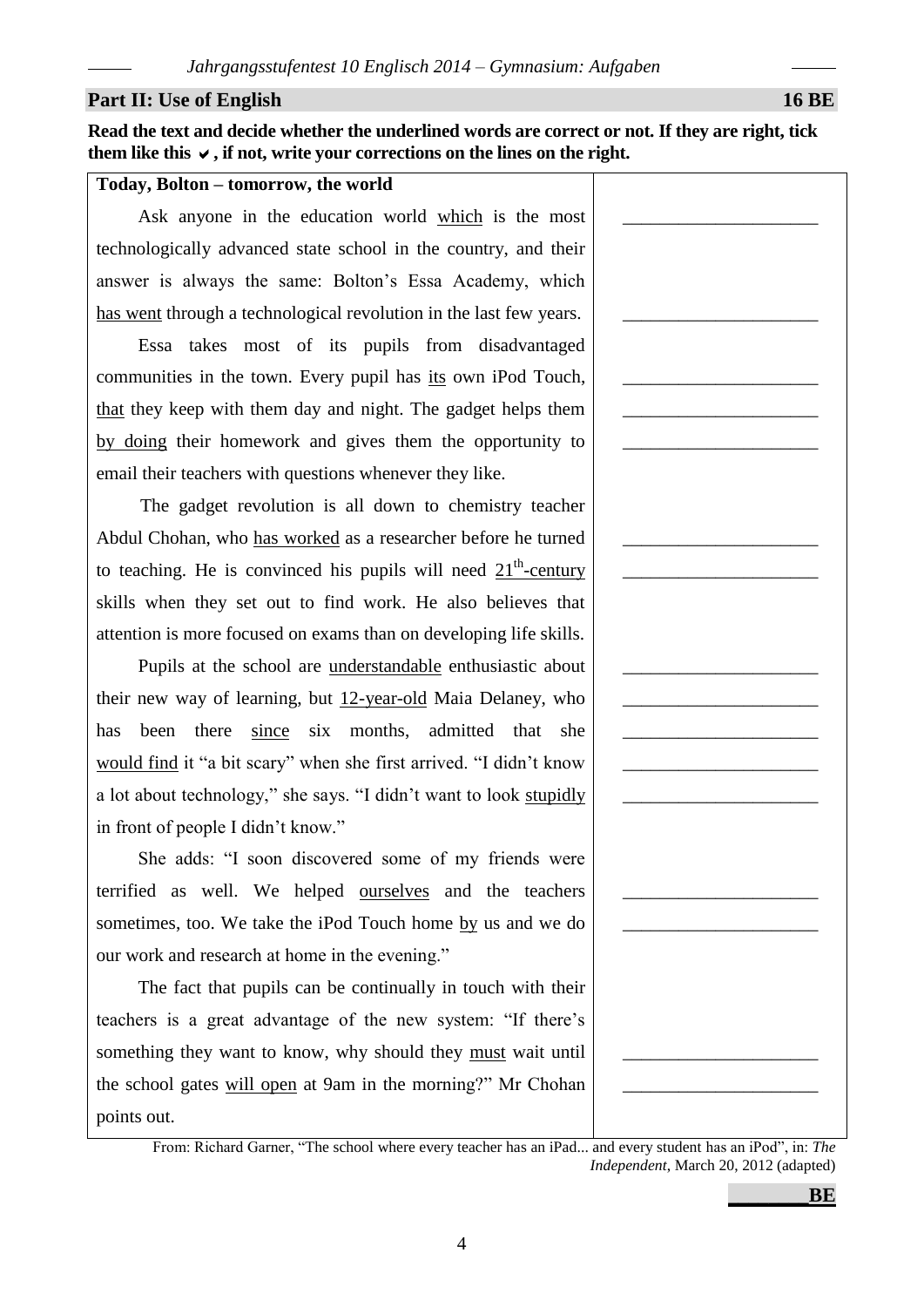## Part II: Use of English **16 BE**

**Read the text and decide whether the underlined words are correct or not. If they are right, tick them like this ✔, if not, write your corrections on the lines on the right.**

| **Today, Bolton – tomorrow, the world** | |
|---|---|
| Ask anyone in the education world <u>which</u> is the most technologically advanced state school in the country, and their answer is always the same: Bolton's Essa Academy, which <u>has went</u> through a technological revolution in the last few years. | ____________________<br>____________________ |
| Essa takes most of its pupils from disadvantaged communities in the town. Every pupil has <u>its</u> own iPod Touch, <u>that</u> they keep with them day and night. The gadget helps them <u>by doing</u> their homework and gives them the opportunity to email their teachers with questions whenever they like. | ____________________<br>____________________<br>____________________ |
| The gadget revolution is all down to chemistry teacher Abdul Chohan, who <u>has worked</u> as a researcher before he turned to teaching. He is convinced his pupils will need <u>21th-century</u> skills when they set out to find work. He also believes that attention is more focused on exams than on developing life skills. | ____________________<br>____________________ |
| Pupils at the school are <u>understandable</u> enthusiastic about their new way of learning, but <u>12-year-old</u> Maia Delaney, who has been there <u>since</u> six months, admitted that she <u>would find</u> it "a bit scary" when she first arrived. "I didn't know a lot about technology," she says. "I didn't want to look <u>stupidly</u> in front of people I didn't know." | ____________________<br>____________________<br>____________________<br>____________________<br>____________________ |
| She adds: "I soon discovered some of my friends were terrified as well. We helped <u>ourselves</u> and the teachers sometimes, too. We take the iPod Touch home <u>by</u> us and we do our work and research at home in the evening." | ____________________<br>____________________ |
| The fact that pupils can be continually in touch with their teachers is a great advantage of the new system: "If there's something they want to know, why should they <u>must</u> wait until the school gates <u>will open</u> at 9am in the morning?" Mr Chohan points out. | ____________________<br>____________________ |

From: Richard Garner, "The school where every teacher has an iPad... and every student has an iPod", in: *The Independent*, March 20, 2012 (adapted)

**_______BE**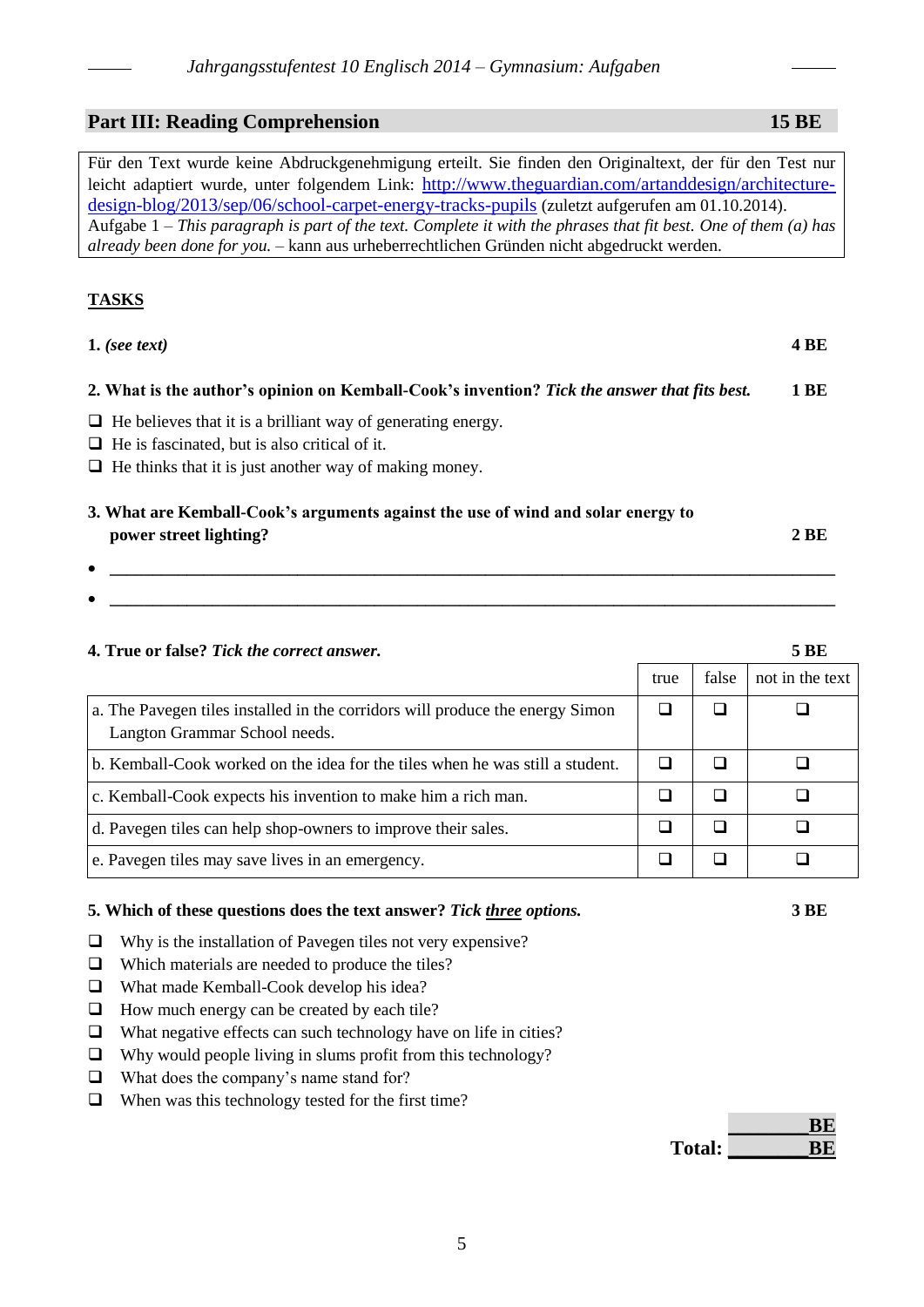## Part III: Reading Comprehension **15 BE**

Für den Text wurde keine Abdruckgenehmigung erteilt. Sie finden den Originaltext, der für den Test nur leicht adaptiert wurde, unter folgendem Link: http://www.theguardian.com/artanddesign/architecture-design-blog/2013/sep/06/school-carpet-energy-tracks-pupils (zuletzt aufgerufen am 01.10.2014).
Aufgabe 1 – *This paragraph is part of the text. Complete it with the phrases that fit best. One of them (a) has already been done for you.* – kann aus urheberrechtlichen Gründen nicht abgedruckt werden.

### TASKS

**1.** ***(see text)*** **4 BE**

**2. What is the author's opinion on Kemball-Cook's invention?** ***Tick the answer that fits best.*** **1 BE**

- ❑ He believes that it is a brilliant way of generating energy.
- ❑ He is fascinated, but is also critical of it.
- ❑ He thinks that it is just another way of making money.

**3. What are Kemball-Cook's arguments against the use of wind and solar energy to power street lighting?** **2 BE**

- \_\_\_\_\_\_\_\_\_\_\_\_\_\_\_\_\_\_\_\_\_\_\_\_\_\_\_\_\_\_\_\_\_\_\_\_\_\_\_\_\_\_\_\_\_\_\_\_\_\_\_\_\_\_\_\_\_\_\_\_\_\_\_\_\_\_\_\_\_\_
- \_\_\_\_\_\_\_\_\_\_\_\_\_\_\_\_\_\_\_\_\_\_\_\_\_\_\_\_\_\_\_\_\_\_\_\_\_\_\_\_\_\_\_\_\_\_\_\_\_\_\_\_\_\_\_\_\_\_\_\_\_\_\_\_\_\_\_\_\_\_

**4. True or false?** ***Tick the correct answer.*** **5 BE**

| | true | false | not in the text |
|---|---|---|---|
| a. The Pavegen tiles installed in the corridors will produce the energy Simon Langton Grammar School needs. | ❑ | ❑ | ❑ |
| b. Kemball-Cook worked on the idea for the tiles when he was still a student. | ❑ | ❑ | ❑ |
| c. Kemball-Cook expects his invention to make him a rich man. | ❑ | ❑ | ❑ |
| d. Pavegen tiles can help shop-owners to improve their sales. | ❑ | ❑ | ❑ |
| e. Pavegen tiles may save lives in an emergency. | ❑ | ❑ | ❑ |

**5. Which of these questions does the text answer?** ***Tick <u>three</u> options.*** **3 BE**

- ❑ Why is the installation of Pavegen tiles not very expensive?
- ❑ Which materials are needed to produce the tiles?
- ❑ What made Kemball-Cook develop his idea?
- ❑ How much energy can be created by each tile?
- ❑ What negative effects can such technology have on life in cities?
- ❑ Why would people living in slums profit from this technology?
- ❑ What does the company's name stand for?
- ❑ When was this technology tested for the first time?

\_\_\_\_\_\_\_\_ **BE**

**Total:** \_\_\_\_\_\_\_\_ **BE**